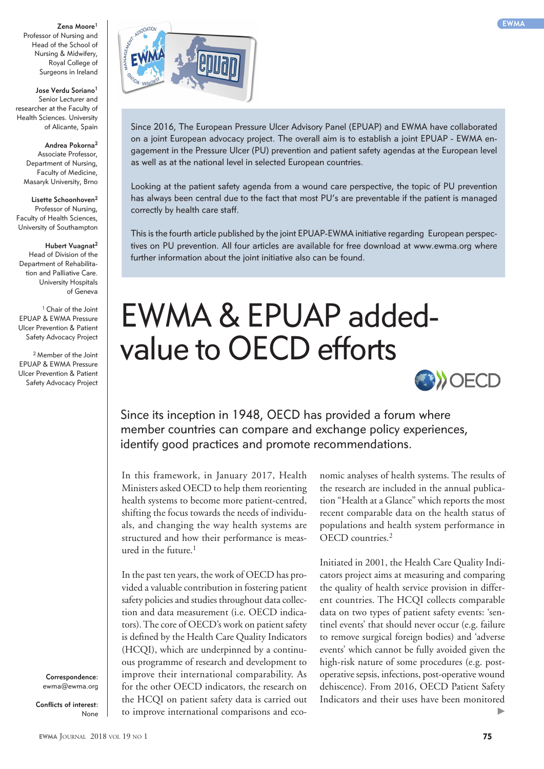**Zena Moore**[1]
Professor of Nursing and Head of the School of Nursing & Midwifery, Royal College of Surgeons in Ireland

**Jose Verdu Soriano**[1]
Senior Lecturer and researcher at the Faculty of Health Sciences. University of Alicante, Spain

**Andrea Pokorna**[2]
Associate Professor, Department of Nursing, Faculty of Medicine, Masaryk University, Brno

**Lisette Schoonhoven**[2]
Professor of Nursing, Faculty of Health Sciences, University of Southampton

**Hubert Vuagnat**[2]
Head of Division of the Department of Rehabilitation and Palliative Care. University Hospitals of Geneva

[1] Chair of the Joint EPUAP & EWMA Pressure Ulcer Prevention & Patient Safety Advocacy Project

[2] Member of the Joint EPUAP & EWMA Pressure Ulcer Prevention & Patient Safety Advocacy Project

**Correspondence:** ewma@ewma.org

**Conflicts of interest:** None

Since 2016, The European Pressure Ulcer Advisory Panel (EPUAP) and EWMA have collaborated on a joint European advocacy project. The overall aim is to establish a joint EPUAP - EWMA engagement in the Pressure Ulcer (PU) prevention and patient safety agendas at the European level as well as at the national level in selected European countries.

Looking at the patient safety agenda from a wound care perspective, the topic of PU prevention has always been central due to the fact that most PU's are preventable if the patient is managed correctly by health care staff.

This is the fourth article published by the joint EPUAP-EWMA initiative regarding European perspectives on PU prevention. All four articles are available for free download at www.ewma.org where further information about the joint initiative also can be found.

# EWMA & EPUAP added-value to OECD efforts

## Since its inception in 1948, OECD has provided a forum where member countries can compare and exchange policy experiences, identify good practices and promote recommendations.

In this framework, in January 2017, Health Ministers asked OECD to help them reorienting health systems to become more patient-centred, shifting the focus towards the needs of individuals, and changing the way health systems are structured and how their performance is measured in the future.[1]

In the past ten years, the work of OECD has provided a valuable contribution in fostering patient safety policies and studies throughout data collection and data measurement (i.e. OECD indicators). The core of OECD's work on patient safety is defined by the Health Care Quality Indicators (HCQI), which are underpinned by a continuous programme of research and development to improve their international comparability. As for the other OECD indicators, the research on the HCQI on patient safety data is carried out to improve international comparisons and economic analyses of health systems. The results of the research are included in the annual publication "Health at a Glance" which reports the most recent comparable data on the health status of populations and health system performance in OECD countries.[2]

Initiated in 2001, the Health Care Quality Indicators project aims at measuring and comparing the quality of health service provision in different countries. The HCQI collects comparable data on two types of patient safety events: 'sentinel events' that should never occur (e.g. failure to remove surgical foreign bodies) and 'adverse events' which cannot be fully avoided given the high-risk nature of some procedures (e.g. post-operative sepsis, infections, post-operative wound dehiscence). From 2016, OECD Patient Safety Indicators and their uses have been monitored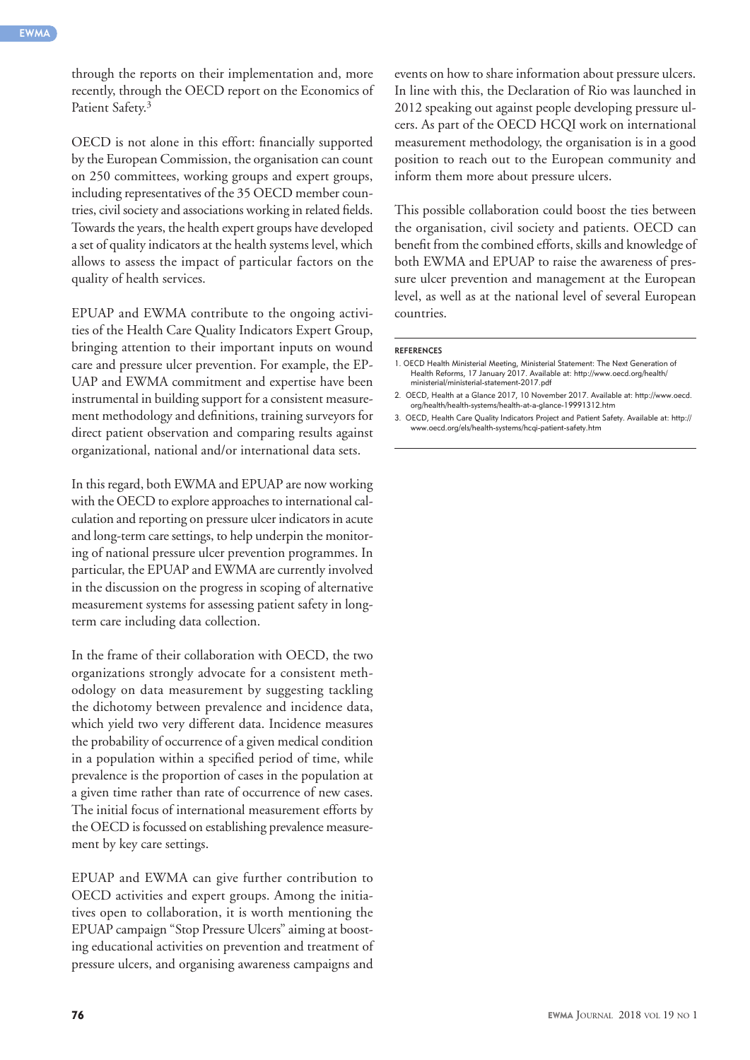through the reports on their implementation and, more recently, through the OECD report on the Economics of Patient Safety.[3]

OECD is not alone in this effort: financially supported by the European Commission, the organisation can count on 250 committees, working groups and expert groups, including representatives of the 35 OECD member countries, civil society and associations working in related fields. Towards the years, the health expert groups have developed a set of quality indicators at the health systems level, which allows to assess the impact of particular factors on the quality of health services.

EPUAP and EWMA contribute to the ongoing activities of the Health Care Quality Indicators Expert Group, bringing attention to their important inputs on wound care and pressure ulcer prevention. For example, the EPUAP and EWMA commitment and expertise have been instrumental in building support for a consistent measurement methodology and definitions, training surveyors for direct patient observation and comparing results against organizational, national and/or international data sets.

In this regard, both EWMA and EPUAP are now working with the OECD to explore approaches to international calculation and reporting on pressure ulcer indicators in acute and long-term care settings, to help underpin the monitoring of national pressure ulcer prevention programmes. In particular, the EPUAP and EWMA are currently involved in the discussion on the progress in scoping of alternative measurement systems for assessing patient safety in long-term care including data collection.

In the frame of their collaboration with OECD, the two organizations strongly advocate for a consistent methodology on data measurement by suggesting tackling the dichotomy between prevalence and incidence data, which yield two very different data. Incidence measures the probability of occurrence of a given medical condition in a population within a specified period of time, while prevalence is the proportion of cases in the population at a given time rather than rate of occurrence of new cases. The initial focus of international measurement efforts by the OECD is focussed on establishing prevalence measurement by key care settings.

EPUAP and EWMA can give further contribution to OECD activities and expert groups. Among the initiatives open to collaboration, it is worth mentioning the EPUAP campaign "Stop Pressure Ulcers" aiming at boosting educational activities on prevention and treatment of pressure ulcers, and organising awareness campaigns and events on how to share information about pressure ulcers. In line with this, the Declaration of Rio was launched in 2012 speaking out against people developing pressure ulcers. As part of the OECD HCQI work on international measurement methodology, the organisation is in a good position to reach out to the European community and inform them more about pressure ulcers.

This possible collaboration could boost the ties between the organisation, civil society and patients. OECD can benefit from the combined efforts, skills and knowledge of both EWMA and EPUAP to raise the awareness of pressure ulcer prevention and management at the European level, as well as at the national level of several European countries.

## REFERENCES

1. OECD Health Ministerial Meeting, Ministerial Statement: The Next Generation of Health Reforms, 17 January 2017. Available at: http://www.oecd.org/health/ministerial/ministerial-statement-2017.pdf
2. OECD, Health at a Glance 2017, 10 November 2017. Available at: http://www.oecd.org/health/health-systems/health-at-a-glance-19991312.htm
3. OECD, Health Care Quality Indicators Project and Patient Safety. Available at: http://www.oecd.org/els/health-systems/hcqi-patient-safety.htm